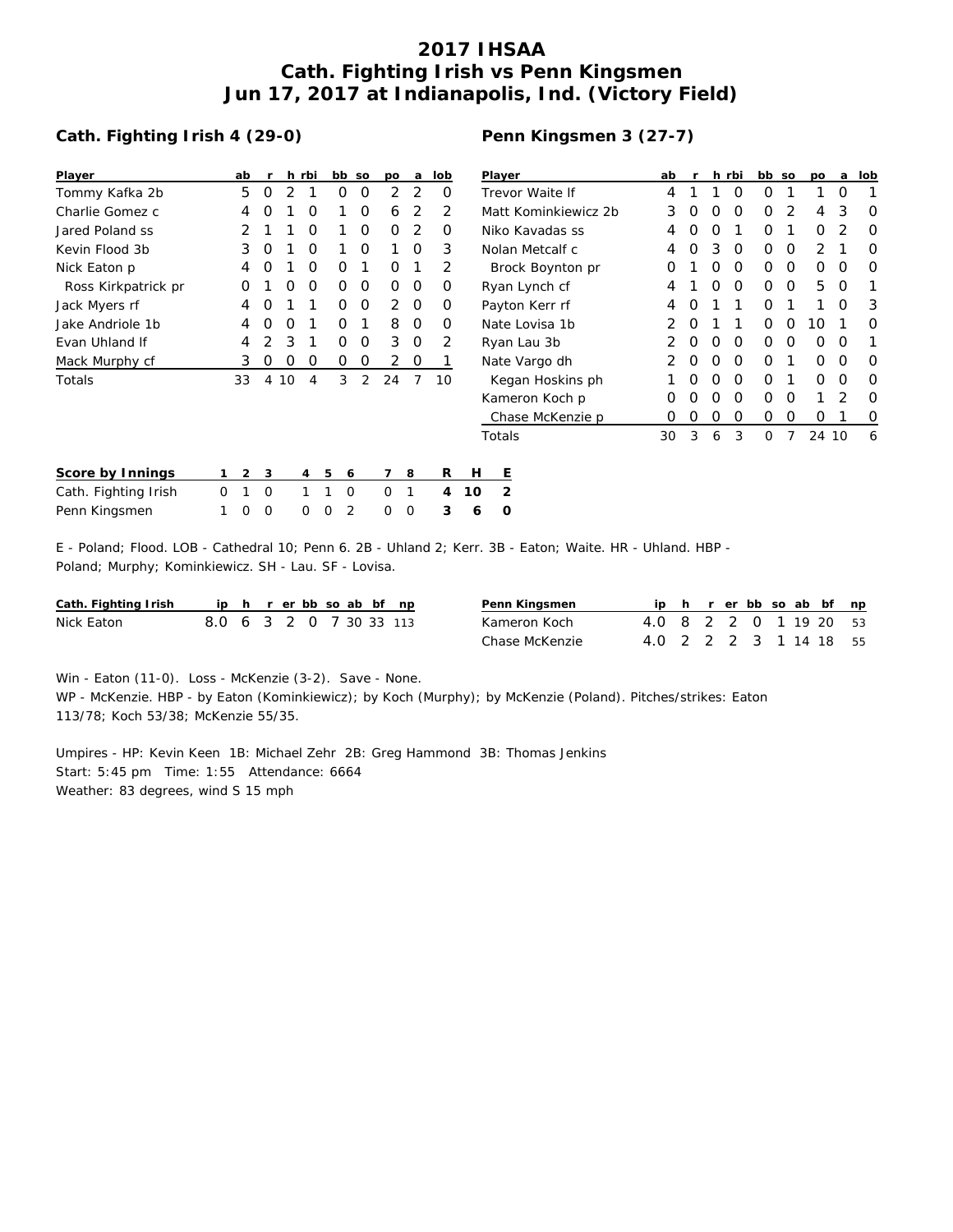# 2017 IHSAA
# Cath. Fighting Irish vs Penn Kingsmen
# Jun 17, 2017 at Indianapolis, Ind. (Victory Field)

## Cath. Fighting Irish 4 (29-0)

| Player | ab | r | h | rbi | bb | so | po | a | lob |
|---|---|---|---|---|---|---|---|---|---|
| Tommy Kafka 2b | 5 | 0 | 2 | 1 | 0 | 0 | 2 | 2 | 0 |
| Charlie Gomez c | 4 | 0 | 1 | 0 | 1 | 0 | 6 | 2 | 2 |
| Jared Poland ss | 2 | 1 | 1 | 0 | 1 | 0 | 0 | 2 | 0 |
| Kevin Flood 3b | 3 | 0 | 1 | 0 | 1 | 0 | 1 | 0 | 3 |
| Nick Eaton p | 4 | 0 | 1 | 0 | 0 | 1 | 0 | 1 | 2 |
| Ross Kirkpatrick pr | 0 | 1 | 0 | 0 | 0 | 0 | 0 | 0 | 0 |
| Jack Myers rf | 4 | 0 | 1 | 1 | 0 | 0 | 2 | 0 | 0 |
| Jake Andriole 1b | 4 | 0 | 0 | 1 | 0 | 1 | 8 | 0 | 0 |
| Evan Uhland lf | 4 | 2 | 3 | 1 | 0 | 0 | 3 | 0 | 2 |
| Mack Murphy cf | 3 | 0 | 0 | 0 | 0 | 0 | 2 | 0 | 1 |
| Totals | 33 | 4 | 10 | 4 | 3 | 2 | 24 | 7 | 10 |

## Penn Kingsmen 3 (27-7)

| Player | ab | r | h | rbi | bb | so | po | a | lob |
|---|---|---|---|---|---|---|---|---|---|
| Trevor Waite lf | 4 | 1 | 1 | 0 | 0 | 1 | 1 | 0 | 1 |
| Matt Kominkiewicz 2b | 3 | 0 | 0 | 0 | 0 | 2 | 4 | 3 | 0 |
| Niko Kavadas ss | 4 | 0 | 0 | 1 | 0 | 1 | 0 | 2 | 0 |
| Nolan Metcalf c | 4 | 0 | 3 | 0 | 0 | 0 | 2 | 1 | 0 |
| Brock Boynton pr | 0 | 1 | 0 | 0 | 0 | 0 | 0 | 0 | 0 |
| Ryan Lynch cf | 4 | 1 | 0 | 0 | 0 | 0 | 5 | 0 | 1 |
| Payton Kerr rf | 4 | 0 | 1 | 1 | 0 | 1 | 1 | 0 | 3 |
| Nate Lovisa 1b | 2 | 0 | 1 | 1 | 0 | 0 | 10 | 1 | 0 |
| Ryan Lau 3b | 2 | 0 | 0 | 0 | 0 | 0 | 0 | 0 | 1 |
| Nate Vargo dh | 2 | 0 | 0 | 0 | 0 | 1 | 0 | 0 | 0 |
| Kegan Hoskins ph | 1 | 0 | 0 | 0 | 0 | 1 | 0 | 0 | 0 |
| Kameron Koch p | 0 | 0 | 0 | 0 | 0 | 0 | 1 | 2 | 0 |
| Chase McKenzie p | 0 | 0 | 0 | 0 | 0 | 0 | 0 | 1 | 0 |
| Totals | 30 | 3 | 6 | 3 | 0 | 7 | 24 | 10 | 6 |

| Score by Innings | 1 | 2 | 3 | 4 | 5 | 6 | 7 | 8 | R | H | E |
|---|---|---|---|---|---|---|---|---|---|---|---|
| Cath. Fighting Irish | 0 | 1 | 0 | 1 | 1 | 0 | 0 | 1 | 4 | 10 | 2 |
| Penn Kingsmen | 1 | 0 | 0 | 0 | 0 | 2 | 0 | 0 | 3 | 6 | 0 |

E - Poland; Flood. LOB - Cathedral 10; Penn 6. 2B - Uhland 2; Kerr. 3B - Eaton; Waite. HR - Uhland. HBP - Poland; Murphy; Kominkiewicz. SH - Lau. SF - Lovisa.

| Cath. Fighting Irish | ip | h | r | er | bb | so | ab | bf | np |
|---|---|---|---|---|---|---|---|---|---|
| Nick Eaton | 8.0 | 6 | 3 | 2 | 0 | 7 | 30 | 33 | 113 |

| Penn Kingsmen | ip | h | r | er | bb | so | ab | bf | np |
|---|---|---|---|---|---|---|---|---|---|
| Kameron Koch | 4.0 | 8 | 2 | 2 | 0 | 1 | 19 | 20 | 53 |
| Chase McKenzie | 4.0 | 2 | 2 | 2 | 3 | 1 | 14 | 18 | 55 |

Win - Eaton (11-0). Loss - McKenzie (3-2). Save - None.
WP - McKenzie. HBP - by Eaton (Kominkiewicz); by Koch (Murphy); by McKenzie (Poland). Pitches/strikes: Eaton 113/78; Koch 53/38; McKenzie 55/35.

Umpires - HP: Kevin Keen 1B: Michael Zehr 2B: Greg Hammond 3B: Thomas Jenkins
Start: 5:45 pm Time: 1:55 Attendance: 6664
Weather: 83 degrees, wind S 15 mph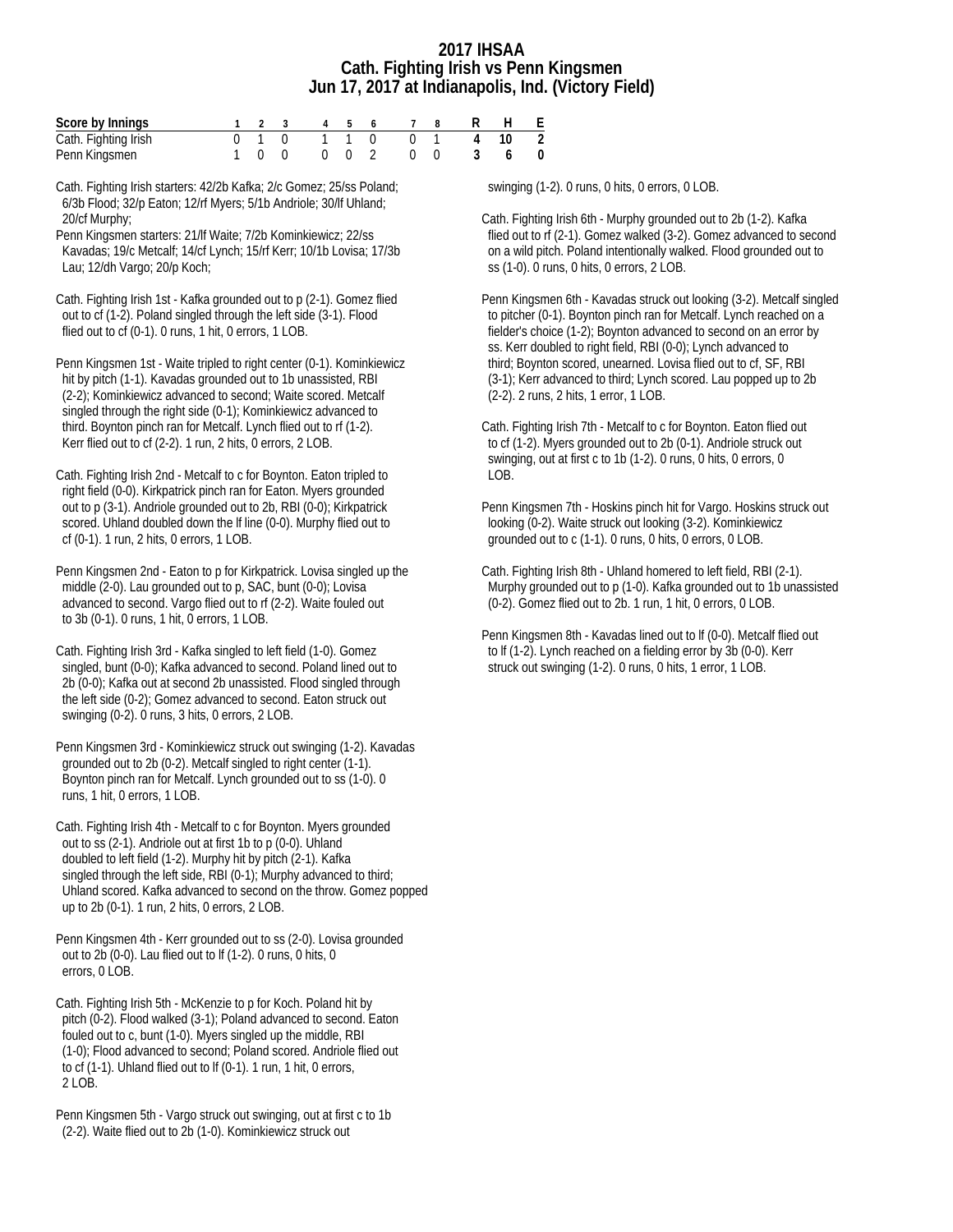# 2017 IHSAA
# Cath. Fighting Irish vs Penn Kingsmen
# Jun 17, 2017 at Indianapolis, Ind. (Victory Field)

| Score by Innings | 1 | 2 | 3 | 4 | 5 | 6 | 7 | 8 | R | H | E |
|---|---|---|---|---|---|---|---|---|---|---|---|
| Cath. Fighting Irish | 0 | 1 | 0 | 1 | 1 | 0 | 0 | 1 | 4 | 10 | 2 |
| Penn Kingsmen | 1 | 0 | 0 | 0 | 0 | 2 | 0 | 0 | 3 | 6 | 0 |

Cath. Fighting Irish starters: 42/2b Kafka; 2/c Gomez; 25/ss Poland; 6/3b Flood; 32/p Eaton; 12/rf Myers; 5/1b Andriole; 30/lf Uhland; 20/cf Murphy;
Penn Kingsmen starters: 21/lf Waite; 7/2b Kominkiewicz; 22/ss Kavadas; 19/c Metcalf; 14/cf Lynch; 15/rf Kerr; 10/1b Lovisa; 17/3b Lau; 12/dh Vargo; 20/p Koch;

Cath. Fighting Irish 1st - Kafka grounded out to p (2-1). Gomez flied out to cf (1-2). Poland singled through the left side (3-1). Flood flied out to cf (0-1). 0 runs, 1 hit, 0 errors, 1 LOB.

Penn Kingsmen 1st - Waite tripled to right center (0-1). Kominkiewicz hit by pitch (1-1). Kavadas grounded out to 1b unassisted, RBI (2-2); Kominkiewicz advanced to second; Waite scored. Metcalf singled through the right side (0-1); Kominkiewicz advanced to third. Boynton pinch ran for Metcalf. Lynch flied out to rf (1-2). Kerr flied out to cf (2-2). 1 run, 2 hits, 0 errors, 2 LOB.

Cath. Fighting Irish 2nd - Metcalf to c for Boynton. Eaton tripled to right field (0-0). Kirkpatrick pinch ran for Eaton. Myers grounded out to p (3-1). Andriole grounded out to 2b, RBI (0-0); Kirkpatrick scored. Uhland doubled down the lf line (0-0). Murphy flied out to cf (0-1). 1 run, 2 hits, 0 errors, 1 LOB.

Penn Kingsmen 2nd - Eaton to p for Kirkpatrick. Lovisa singled up the middle (2-0). Lau grounded out to p, SAC, bunt (0-0); Lovisa advanced to second. Vargo flied out to rf (2-2). Waite fouled out to 3b (0-1). 0 runs, 1 hit, 0 errors, 1 LOB.

Cath. Fighting Irish 3rd - Kafka singled to left field (1-0). Gomez singled, bunt (0-0); Kafka advanced to second. Poland lined out to 2b (0-0); Kafka out at second 2b unassisted. Flood singled through the left side (0-2); Gomez advanced to second. Eaton struck out swinging (0-2). 0 runs, 3 hits, 0 errors, 2 LOB.

Penn Kingsmen 3rd - Kominkiewicz struck out swinging (1-2). Kavadas grounded out to 2b (0-2). Metcalf singled to right center (1-1). Boynton pinch ran for Metcalf. Lynch grounded out to ss (1-0). 0 runs, 1 hit, 0 errors, 1 LOB.

Cath. Fighting Irish 4th - Metcalf to c for Boynton. Myers grounded out to ss (2-1). Andriole out at first 1b to p (0-0). Uhland doubled to left field (1-2). Murphy hit by pitch (2-1). Kafka singled through the left side, RBI (0-1); Murphy advanced to third; Uhland scored. Kafka advanced to second on the throw. Gomez popped up to 2b (0-1). 1 run, 2 hits, 0 errors, 2 LOB.

Penn Kingsmen 4th - Kerr grounded out to ss (2-0). Lovisa grounded out to 2b (0-0). Lau flied out to lf (1-2). 0 runs, 0 hits, 0 errors, 0 LOB.

Cath. Fighting Irish 5th - McKenzie to p for Koch. Poland hit by pitch (0-2). Flood walked (3-1); Poland advanced to second. Eaton fouled out to c, bunt (1-0). Myers singled up the middle, RBI (1-0); Flood advanced to second; Poland scored. Andriole flied out to cf (1-1). Uhland flied out to lf (0-1). 1 run, 1 hit, 0 errors, 2 LOB.

Penn Kingsmen 5th - Vargo struck out swinging, out at first c to 1b (2-2). Waite flied out to 2b (1-0). Kominkiewicz struck out swinging (1-2). 0 runs, 0 hits, 0 errors, 0 LOB.

Cath. Fighting Irish 6th - Murphy grounded out to 2b (1-2). Kafka flied out to rf (2-1). Gomez walked (3-2). Gomez advanced to second on a wild pitch. Poland intentionally walked. Flood grounded out to ss (1-0). 0 runs, 0 hits, 0 errors, 2 LOB.

Penn Kingsmen 6th - Kavadas struck out looking (3-2). Metcalf singled to pitcher (0-1). Boynton pinch ran for Metcalf. Lynch reached on a fielder's choice (1-2); Boynton advanced to second on an error by ss. Kerr doubled to right field, RBI (0-0); Lynch advanced to third; Boynton scored, unearned. Lovisa flied out to cf, SF, RBI (3-1); Kerr advanced to third; Lynch scored. Lau popped up to 2b (2-2). 2 runs, 2 hits, 1 error, 1 LOB.

Cath. Fighting Irish 7th - Metcalf to c for Boynton. Eaton flied out to cf (1-2). Myers grounded out to 2b (0-1). Andriole struck out swinging, out at first c to 1b (1-2). 0 runs, 0 hits, 0 errors, 0 LOB.

Penn Kingsmen 7th - Hoskins pinch hit for Vargo. Hoskins struck out looking (0-2). Waite struck out looking (3-2). Kominkiewicz grounded out to c (1-1). 0 runs, 0 hits, 0 errors, 0 LOB.

Cath. Fighting Irish 8th - Uhland homered to left field, RBI (2-1). Murphy grounded out to p (1-0). Kafka grounded out to 1b unassisted (0-2). Gomez flied out to 2b. 1 run, 1 hit, 0 errors, 0 LOB.

Penn Kingsmen 8th - Kavadas lined out to lf (0-0). Metcalf flied out to lf (1-2). Lynch reached on a fielding error by 3b (0-0). Kerr struck out swinging (1-2). 0 runs, 0 hits, 1 error, 1 LOB.